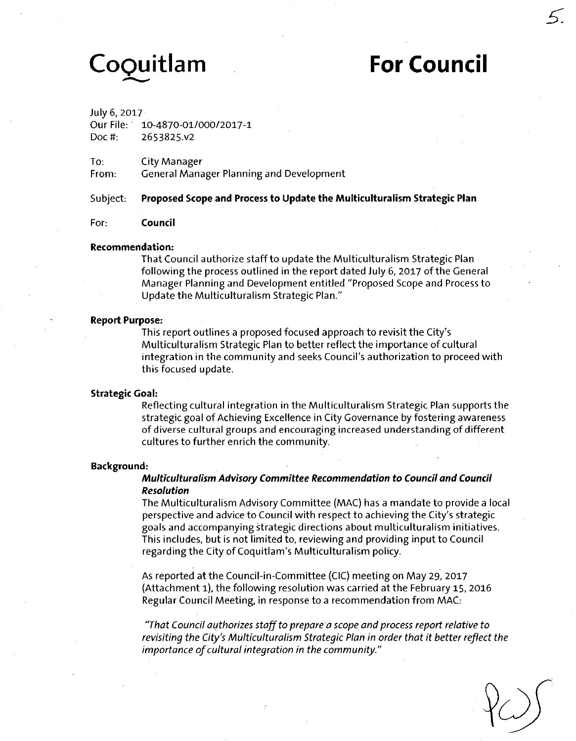# Coquitlam

# For Council

July 6, 2017
Our File: 10-4870-01/000/2017-1
Doc #: 2653825.v2

To: City Manager
From: General Manager Planning and Development

Subject: **Proposed Scope and Process to Update the Multiculturalism Strategic Plan**

For: **Council**

**Recommendation:**

That Council authorize staff to update the Multiculturalism Strategic Plan following the process outlined in the report dated July 6, 2017 of the General Manager Planning and Development entitled "Proposed Scope and Process to Update the Multiculturalism Strategic Plan."

**Report Purpose:**

This report outlines a proposed focused approach to revisit the City's Multiculturalism Strategic Plan to better reflect the importance of cultural integration in the community and seeks Council's authorization to proceed with this focused update.

**Strategic Goal:**

Reflecting cultural integration in the Multiculturalism Strategic Plan supports the strategic goal of Achieving Excellence in City Governance by fostering awareness of diverse cultural groups and encouraging increased understanding of different cultures to further enrich the community.

**Background:**

***Multiculturalism Advisory Committee Recommendation to Council and Council Resolution***

The Multiculturalism Advisory Committee (MAC) has a mandate to provide a local perspective and advice to Council with respect to achieving the City's strategic goals and accompanying strategic directions about multiculturalism initiatives. This includes, but is not limited to, reviewing and providing input to Council regarding the City of Coquitlam's Multiculturalism policy.

As reported at the Council-in-Committee (CIC) meeting on May 29, 2017 (Attachment 1), the following resolution was carried at the February 15, 2016 Regular Council Meeting, in response to a recommendation from MAC:

*"That Council authorizes staff to prepare a scope and process report relative to revisiting the City's Multiculturalism Strategic Plan in order that it better reflect the importance of cultural integration in the community."*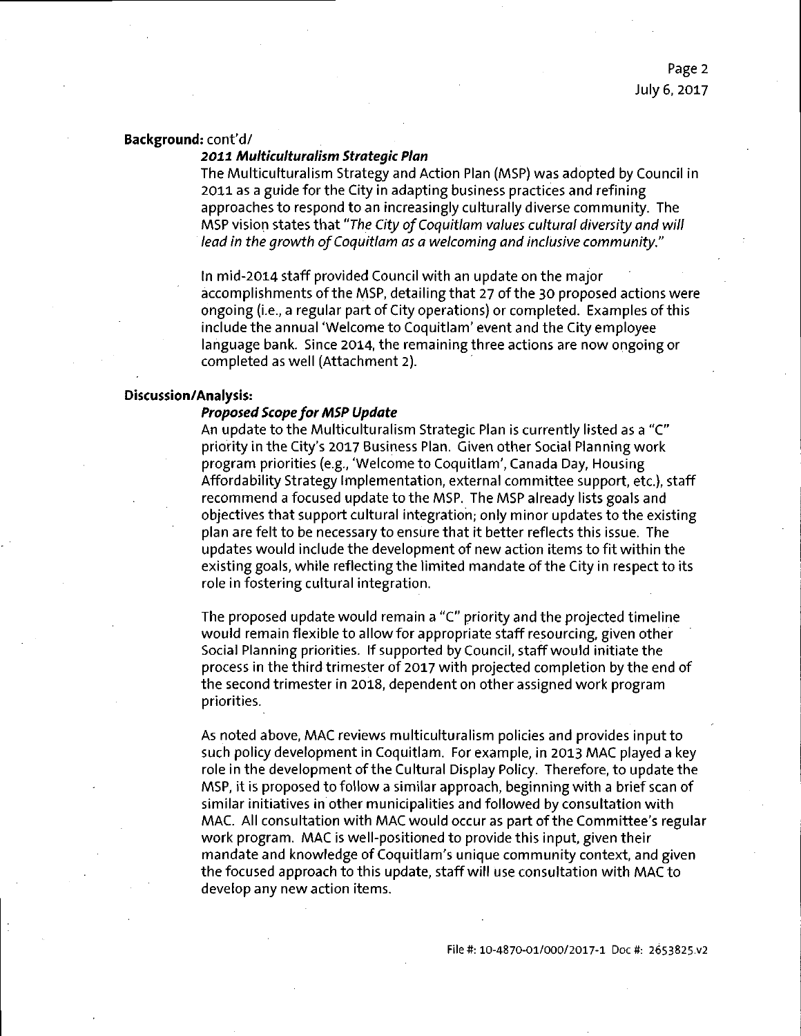**Background:** cont'd/

***2011 Multiculturalism Strategic Plan***

The Multiculturalism Strategy and Action Plan (MSP) was adopted by Council in 2011 as a guide for the City in adapting business practices and refining approaches to respond to an increasingly culturally diverse community. The MSP vision states that *"The City of Coquitlam values cultural diversity and will lead in the growth of Coquitlam as a welcoming and inclusive community."*

In mid-2014 staff provided Council with an update on the major accomplishments of the MSP, detailing that 27 of the 30 proposed actions were ongoing (i.e., a regular part of City operations) or completed. Examples of this include the annual 'Welcome to Coquitlam' event and the City employee language bank. Since 2014, the remaining three actions are now ongoing or completed as well (Attachment 2).

**Discussion/Analysis:**

***Proposed Scope for MSP Update***

An update to the Multiculturalism Strategic Plan is currently listed as a "C" priority in the City's 2017 Business Plan. Given other Social Planning work program priorities (e.g., 'Welcome to Coquitlam', Canada Day, Housing Affordability Strategy Implementation, external committee support, etc.), staff recommend a focused update to the MSP. The MSP already lists goals and objectives that support cultural integration; only minor updates to the existing plan are felt to be necessary to ensure that it better reflects this issue. The updates would include the development of new action items to fit within the existing goals, while reflecting the limited mandate of the City in respect to its role in fostering cultural integration.

The proposed update would remain a "C" priority and the projected timeline would remain flexible to allow for appropriate staff resourcing, given other Social Planning priorities. If supported by Council, staff would initiate the process in the third trimester of 2017 with projected completion by the end of the second trimester in 2018, dependent on other assigned work program priorities.

As noted above, MAC reviews multiculturalism policies and provides input to such policy development in Coquitlam. For example, in 2013 MAC played a key role in the development of the Cultural Display Policy. Therefore, to update the MSP, it is proposed to follow a similar approach, beginning with a brief scan of similar initiatives in other municipalities and followed by consultation with MAC. All consultation with MAC would occur as part of the Committee's regular work program. MAC is well-positioned to provide this input, given their mandate and knowledge of Coquitlam's unique community context, and given the focused approach to this update, staff will use consultation with MAC to develop any new action items.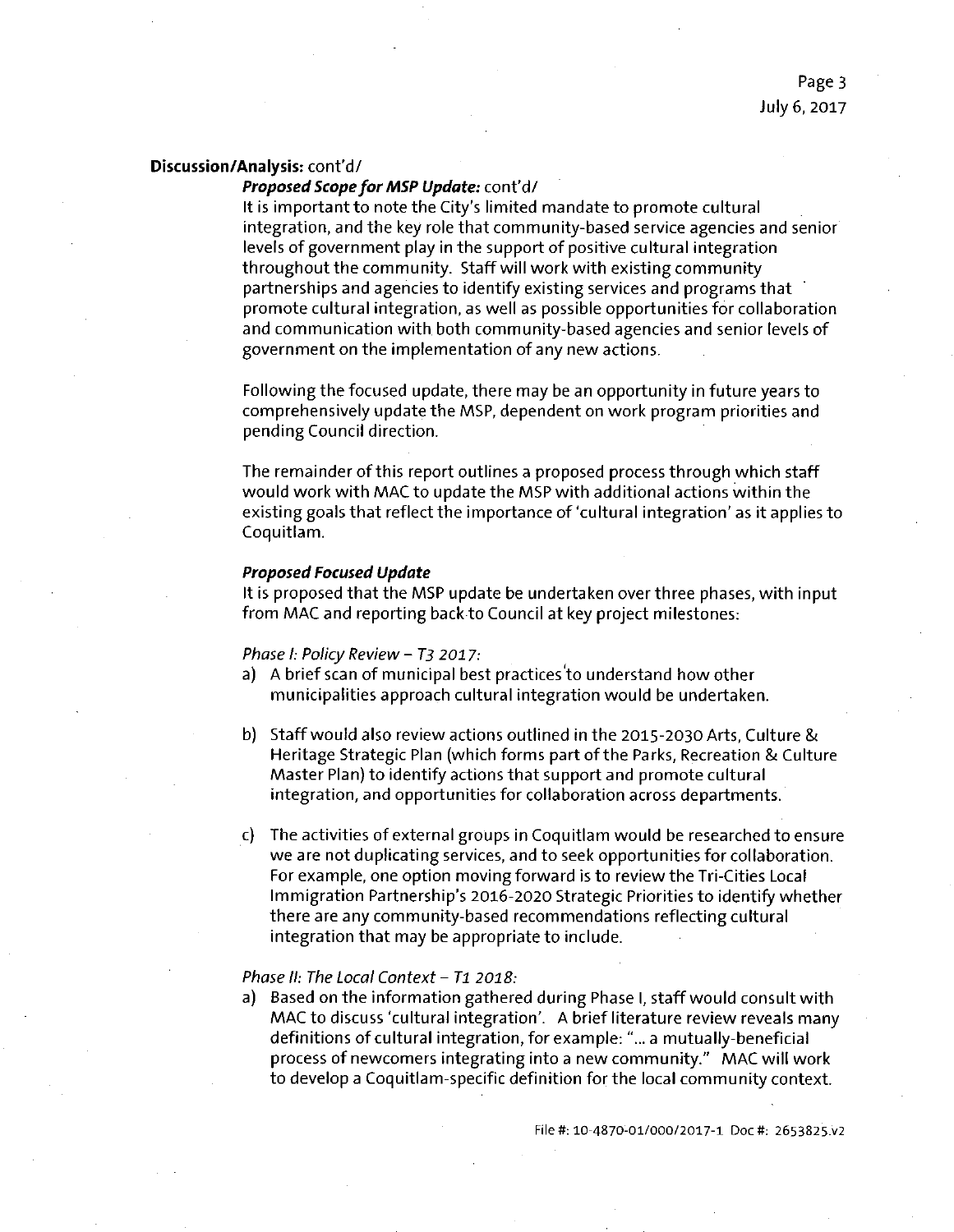**Discussion/Analysis:** cont'd/

***Proposed Scope for MSP Update:*** cont'd/

It is important to note the City's limited mandate to promote cultural integration, and the key role that community-based service agencies and senior levels of government play in the support of positive cultural integration throughout the community. Staff will work with existing community partnerships and agencies to identify existing services and programs that promote cultural integration, as well as possible opportunities for collaboration and communication with both community-based agencies and senior levels of government on the implementation of any new actions.

Following the focused update, there may be an opportunity in future years to comprehensively update the MSP, dependent on work program priorities and pending Council direction.

The remainder of this report outlines a proposed process through which staff would work with MAC to update the MSP with additional actions within the existing goals that reflect the importance of 'cultural integration' as it applies to Coquitlam.

***Proposed Focused Update***

It is proposed that the MSP update be undertaken over three phases, with input from MAC and reporting back to Council at key project milestones:

*Phase I: Policy Review – T3 2017:*

a) A brief scan of municipal best practices to understand how other municipalities approach cultural integration would be undertaken.

b) Staff would also review actions outlined in the 2015-2030 Arts, Culture & Heritage Strategic Plan (which forms part of the Parks, Recreation & Culture Master Plan) to identify actions that support and promote cultural integration, and opportunities for collaboration across departments.

c) The activities of external groups in Coquitlam would be researched to ensure we are not duplicating services, and to seek opportunities for collaboration. For example, one option moving forward is to review the Tri-Cities Local Immigration Partnership's 2016-2020 Strategic Priorities to identify whether there are any community-based recommendations reflecting cultural integration that may be appropriate to include.

*Phase II: The Local Context – T1 2018:*

a) Based on the information gathered during Phase I, staff would consult with MAC to discuss 'cultural integration'. A brief literature review reveals many definitions of cultural integration, for example: "... a mutually-beneficial process of newcomers integrating into a new community." MAC will work to develop a Coquitlam-specific definition for the local community context.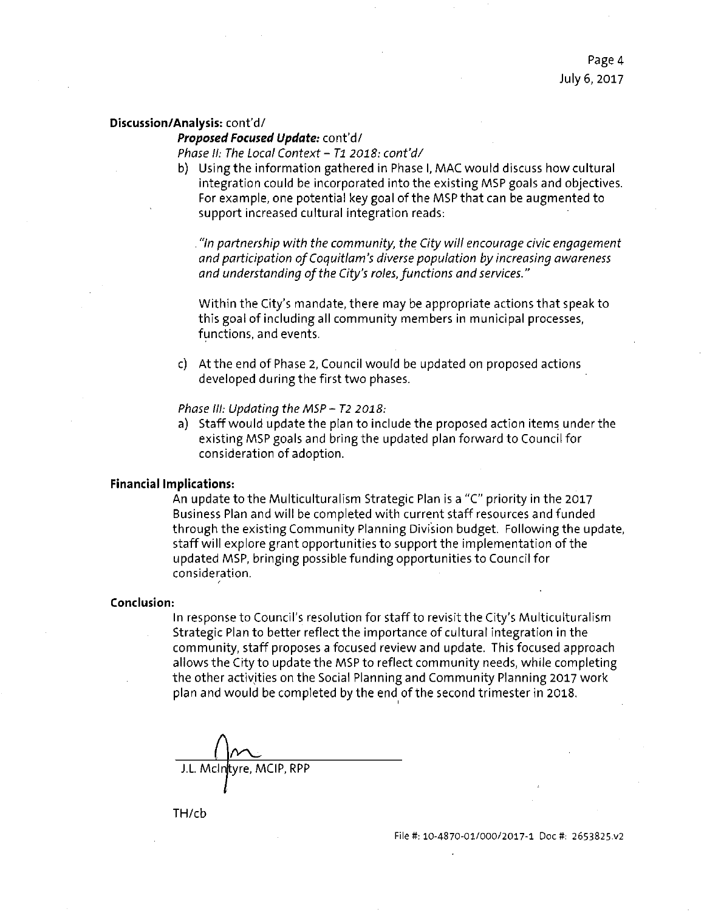**Discussion/Analysis:** cont'd/

***Proposed Focused Update:*** cont'd/

*Phase II: The Local Context – T1 2018: cont'd/*

b) Using the information gathered in Phase I, MAC would discuss how cultural integration could be incorporated into the existing MSP goals and objectives. For example, one potential key goal of the MSP that can be augmented to support increased cultural integration reads:

*"In partnership with the community, the City will encourage civic engagement and participation of Coquitlam's diverse population by increasing awareness and understanding of the City's roles, functions and services."*

Within the City's mandate, there may be appropriate actions that speak to this goal of including all community members in municipal processes, functions, and events.

c) At the end of Phase 2, Council would be updated on proposed actions developed during the first two phases.

*Phase III: Updating the MSP – T2 2018:*

a) Staff would update the plan to include the proposed action items under the existing MSP goals and bring the updated plan forward to Council for consideration of adoption.

**Financial Implications:**

An update to the Multiculturalism Strategic Plan is a "C" priority in the 2017 Business Plan and will be completed with current staff resources and funded through the existing Community Planning Division budget. Following the update, staff will explore grant opportunities to support the implementation of the updated MSP, bringing possible funding opportunities to Council for consideration.

**Conclusion:**

In response to Council's resolution for staff to revisit the City's Multiculturalism Strategic Plan to better reflect the importance of cultural integration in the community, staff proposes a focused review and update. This focused approach allows the City to update the MSP to reflect community needs, while completing the other activities on the Social Planning and Community Planning 2017 work plan and would be completed by the end of the second trimester in 2018.

J.L. McIntyre, MCIP, RPP

TH/cb

File #: 10-4870-01/000/2017-1 Doc #: 2653825.v2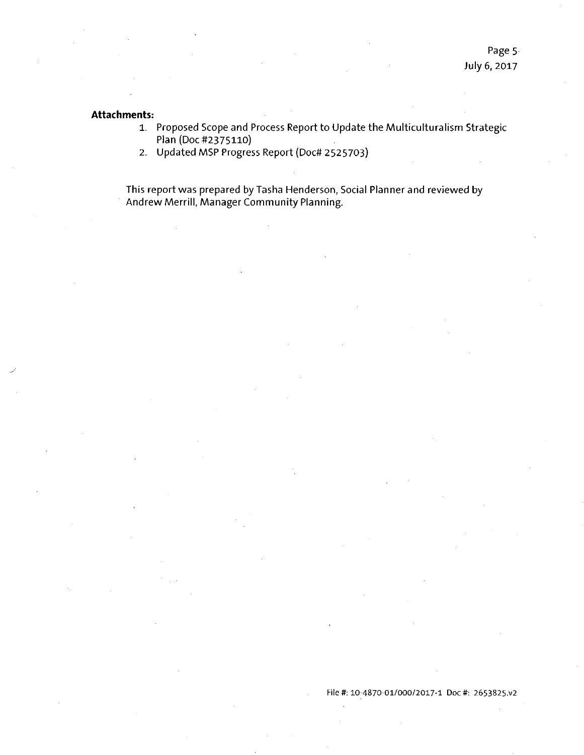**Attachments:**

1. Proposed Scope and Process Report to Update the Multiculturalism Strategic Plan (Doc #2375110)
2. Updated MSP Progress Report (Doc# 2525703)

This report was prepared by Tasha Henderson, Social Planner and reviewed by Andrew Merrill, Manager Community Planning.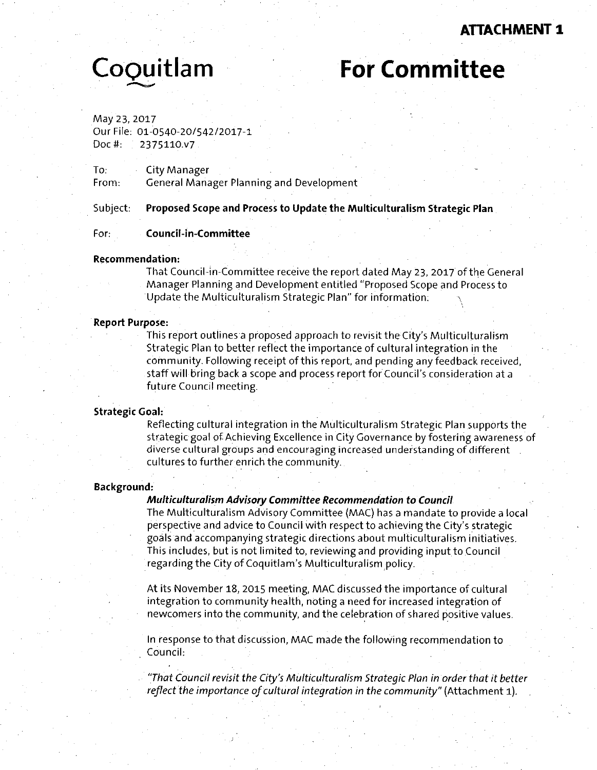**ATTACHMENT 1**

Coquitlam

# For Committee

May 23, 2017
Our File: 01-0540-20/542/2017-1
Doc #: 2375110.v7

To: City Manager
From: General Manager Planning and Development

Subject: **Proposed Scope and Process to Update the Multiculturalism Strategic Plan**

For: **Council-in-Committee**

**Recommendation:**

That Council-in-Committee receive the report dated May 23, 2017 of the General Manager Planning and Development entitled "Proposed Scope and Process to Update the Multiculturalism Strategic Plan" for information.

**Report Purpose:**

This report outlines a proposed approach to revisit the City's Multiculturalism Strategic Plan to better reflect the importance of cultural integration in the community. Following receipt of this report, and pending any feedback received, staff will bring back a scope and process report for Council's consideration at a future Council meeting.

**Strategic Goal:**

Reflecting cultural integration in the Multiculturalism Strategic Plan supports the strategic goal of Achieving Excellence in City Governance by fostering awareness of diverse cultural groups and encouraging increased understanding of different cultures to further enrich the community.

**Background:**

***Multiculturalism Advisory Committee Recommendation to Council***

The Multiculturalism Advisory Committee (MAC) has a mandate to provide a local perspective and advice to Council with respect to achieving the City's strategic goals and accompanying strategic directions about multiculturalism initiatives. This includes, but is not limited to, reviewing and providing input to Council regarding the City of Coquitlam's Multiculturalism policy.

At its November 18, 2015 meeting, MAC discussed the importance of cultural integration to community health, noting a need for increased integration of newcomers into the community, and the celebration of shared positive values.

In response to that discussion, MAC made the following recommendation to Council:

*"That Council revisit the City's Multiculturalism Strategic Plan in order that it better reflect the importance of cultural integration in the community"* (Attachment 1).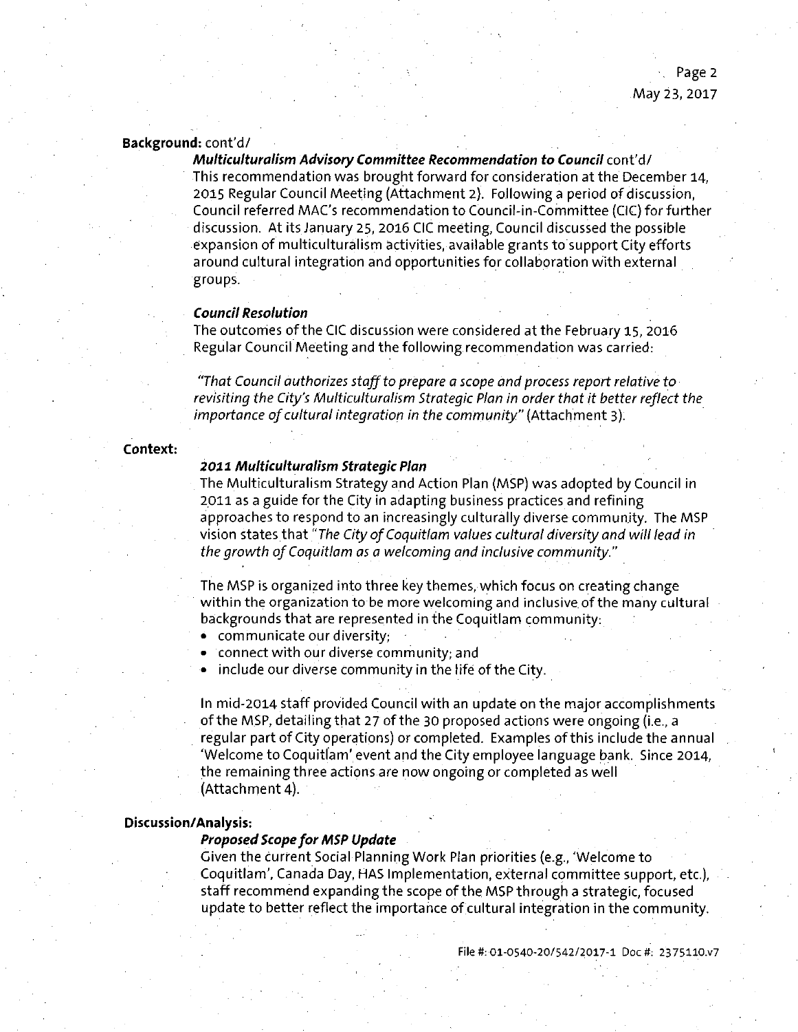**Background:** cont'd/

***Multiculturalism Advisory Committee Recommendation to Council*** cont'd/

This recommendation was brought forward for consideration at the December 14, 2015 Regular Council Meeting (Attachment 2). Following a period of discussion, Council referred MAC's recommendation to Council-in-Committee (CIC) for further discussion. At its January 25, 2016 CIC meeting, Council discussed the possible expansion of multiculturalism activities, available grants to support City efforts around cultural integration and opportunities for collaboration with external groups.

***Council Resolution***

The outcomes of the CIC discussion were considered at the February 15, 2016 Regular Council Meeting and the following recommendation was carried:

*"That Council authorizes staff to prepare a scope and process report relative to revisiting the City's Multiculturalism Strategic Plan in order that it better reflect the importance of cultural integration in the community"* (Attachment 3).

**Context:**

***2011 Multiculturalism Strategic Plan***

The Multiculturalism Strategy and Action Plan (MSP) was adopted by Council in 2011 as a guide for the City in adapting business practices and refining approaches to respond to an increasingly culturally diverse community. The MSP vision states that *"The City of Coquitlam values cultural diversity and will lead in the growth of Coquitlam as a welcoming and inclusive community."*

The MSP is organized into three key themes, which focus on creating change within the organization to be more welcoming and inclusive of the many cultural backgrounds that are represented in the Coquitlam community:

- communicate our diversity;
- connect with our diverse community; and
- include our diverse community in the life of the City.

In mid-2014 staff provided Council with an update on the major accomplishments of the MSP, detailing that 27 of the 30 proposed actions were ongoing (i.e., a regular part of City operations) or completed. Examples of this include the annual 'Welcome to Coquitlam' event and the City employee language bank. Since 2014, the remaining three actions are now ongoing or completed as well (Attachment 4).

**Discussion/Analysis:**

***Proposed Scope for MSP Update***

Given the current Social Planning Work Plan priorities (e.g., 'Welcome to Coquitlam', Canada Day, HAS Implementation, external committee support, etc.), staff recommend expanding the scope of the MSP through a strategic, focused update to better reflect the importance of cultural integration in the community.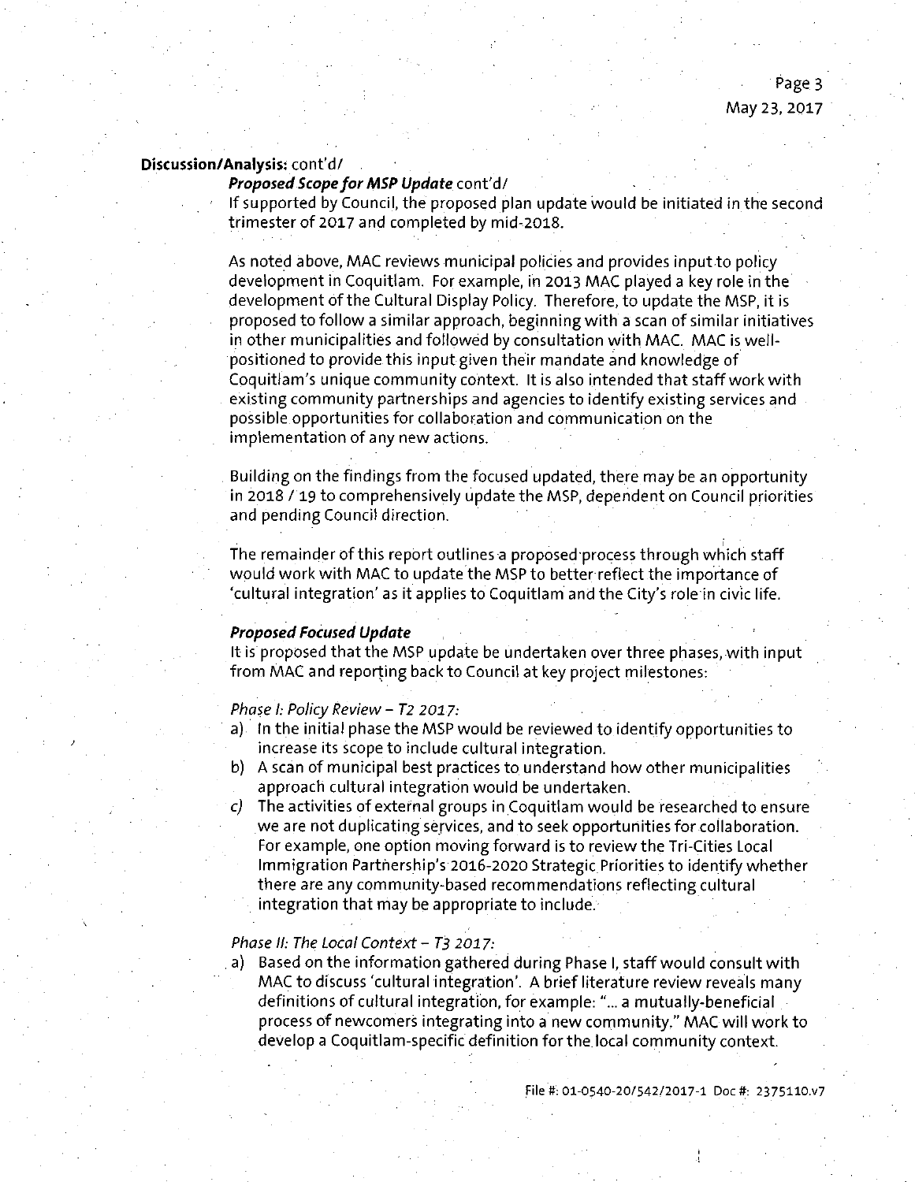**Discussion/Analysis:** cont'd/

***Proposed Scope for MSP Update*** cont'd/

If supported by Council, the proposed plan update would be initiated in the second trimester of 2017 and completed by mid-2018.

As noted above, MAC reviews municipal policies and provides input to policy development in Coquitlam. For example, in 2013 MAC played a key role in the development of the Cultural Display Policy. Therefore, to update the MSP, it is proposed to follow a similar approach, beginning with a scan of similar initiatives in other municipalities and followed by consultation with MAC. MAC is well-positioned to provide this input given their mandate and knowledge of Coquitlam's unique community context. It is also intended that staff work with existing community partnerships and agencies to identify existing services and possible opportunities for collaboration and communication on the implementation of any new actions.

Building on the findings from the focused updated, there may be an opportunity in 2018 / 19 to comprehensively update the MSP, dependent on Council priorities and pending Council direction.

The remainder of this report outlines a proposed process through which staff would work with MAC to update the MSP to better reflect the importance of 'cultural integration' as it applies to Coquitlam and the City's role in civic life.

***Proposed Focused Update***

It is proposed that the MSP update be undertaken over three phases, with input from MAC and reporting back to Council at key project milestones:

*Phase I: Policy Review – T2 2017:*

a) In the initial phase the MSP would be reviewed to identify opportunities to increase its scope to include cultural integration.
b) A scan of municipal best practices to understand how other municipalities approach cultural integration would be undertaken.
c) The activities of external groups in Coquitlam would be researched to ensure we are not duplicating services, and to seek opportunities for collaboration. For example, one option moving forward is to review the Tri-Cities Local Immigration Partnership's 2016-2020 Strategic Priorities to identify whether there are any community-based recommendations reflecting cultural integration that may be appropriate to include.

*Phase II: The Local Context – T3 2017:*

a) Based on the information gathered during Phase I, staff would consult with MAC to discuss 'cultural integration'. A brief literature review reveals many definitions of cultural integration, for example: "... a mutually-beneficial process of newcomers integrating into a new community." MAC will work to develop a Coquitlam-specific definition for the local community context.

File #: 01-0540-20/542/2017-1 Doc #: 2375110.v7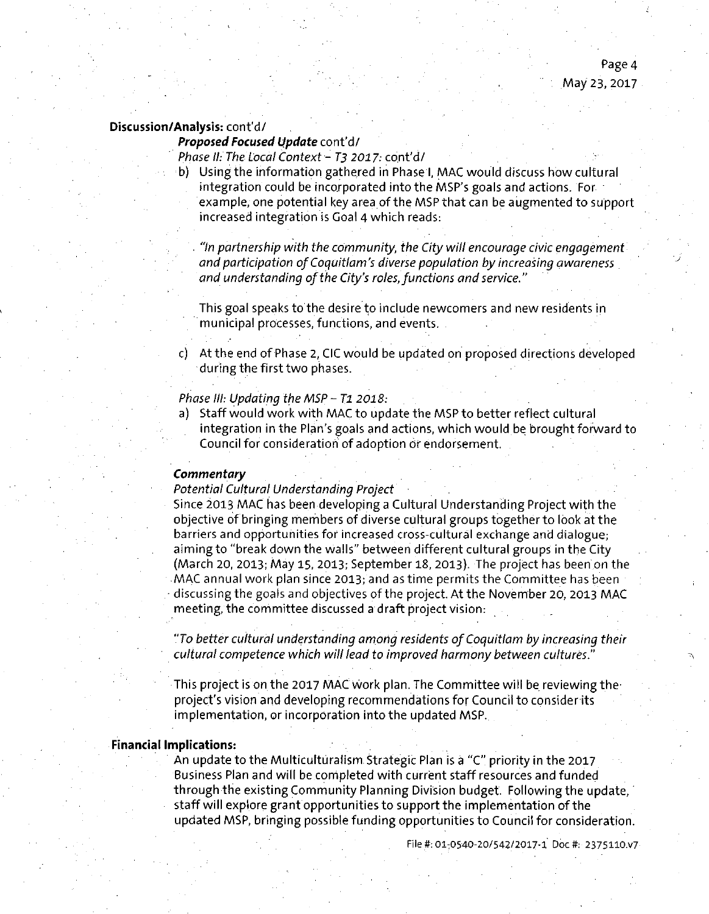**Discussion/Analysis:** cont'd/

***Proposed Focused Update*** cont'd/

*Phase II: The Local Context – T3 2017:* cont'd/

b) Using the information gathered in Phase I, MAC would discuss how cultural integration could be incorporated into the MSP's goals and actions. For example, one potential key area of the MSP that can be augmented to support increased integration is Goal 4 which reads:

   *"In partnership with the community, the City will encourage civic engagement and participation of Coquitlam's diverse population by increasing awareness and understanding of the City's roles, functions and service."*

   This goal speaks to the desire to include newcomers and new residents in municipal processes, functions, and events.

c) At the end of Phase 2, CIC would be updated on proposed directions developed during the first two phases.

*Phase III: Updating the MSP – T1 2018:*

a) Staff would work with MAC to update the MSP to better reflect cultural integration in the Plan's goals and actions, which would be brought forward to Council for consideration of adoption or endorsement.

***Commentary***

*Potential Cultural Understanding Project*

Since 2013 MAC has been developing a Cultural Understanding Project with the objective of bringing members of diverse cultural groups together to look at the barriers and opportunities for increased cross-cultural exchange and dialogue; aiming to "break down the walls" between different cultural groups in the City (March 20, 2013; May 15, 2013; September 18, 2013). The project has been on the MAC annual work plan since 2013; and as time permits the Committee has been discussing the goals and objectives of the project. At the November 20, 2013 MAC meeting, the committee discussed a draft project vision:

*"To better cultural understanding among residents of Coquitlam by increasing their cultural competence which will lead to improved harmony between cultures."*

This project is on the 2017 MAC work plan. The Committee will be reviewing the project's vision and developing recommendations for Council to consider its implementation, or incorporation into the updated MSP.

**Financial Implications:**

An update to the Multiculturalism Strategic Plan is a "C" priority in the 2017 Business Plan and will be completed with current staff resources and funded through the existing Community Planning Division budget. Following the update, staff will explore grant opportunities to support the implementation of the updated MSP, bringing possible funding opportunities to Council for consideration.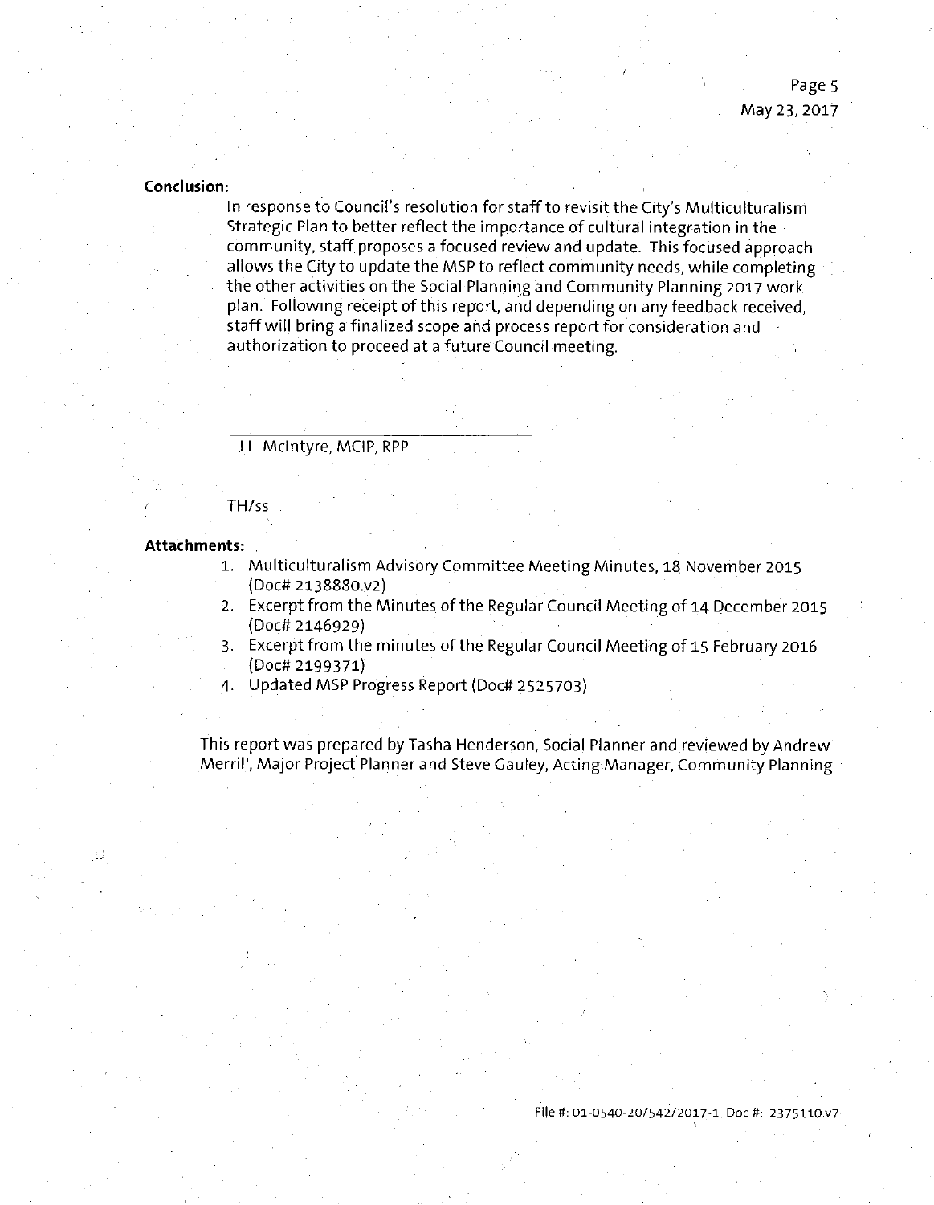**Conclusion:**

In response to Council's resolution for staff to revisit the City's Multiculturalism Strategic Plan to better reflect the importance of cultural integration in the community, staff proposes a focused review and update. This focused approach allows the City to update the MSP to reflect community needs, while completing the other activities on the Social Planning and Community Planning 2017 work plan. Following receipt of this report, and depending on any feedback received, staff will bring a finalized scope and process report for consideration and authorization to proceed at a future Council meeting.

J.L. McIntyre, MCIP, RPP

TH/ss

**Attachments:**

1. Multiculturalism Advisory Committee Meeting Minutes, 18 November 2015 (Doc# 2138880.v2)
2. Excerpt from the Minutes of the Regular Council Meeting of 14 December 2015 (Doc# 2146929)
3. Excerpt from the minutes of the Regular Council Meeting of 15 February 2016 (Doc# 2199371)
4. Updated MSP Progress Report (Doc# 2525703)

This report was prepared by Tasha Henderson, Social Planner and reviewed by Andrew Merrill, Major Project Planner and Steve Gauley, Acting Manager, Community Planning

File #: 01-0540-20/542/2017-1 Doc #: 2375110.v7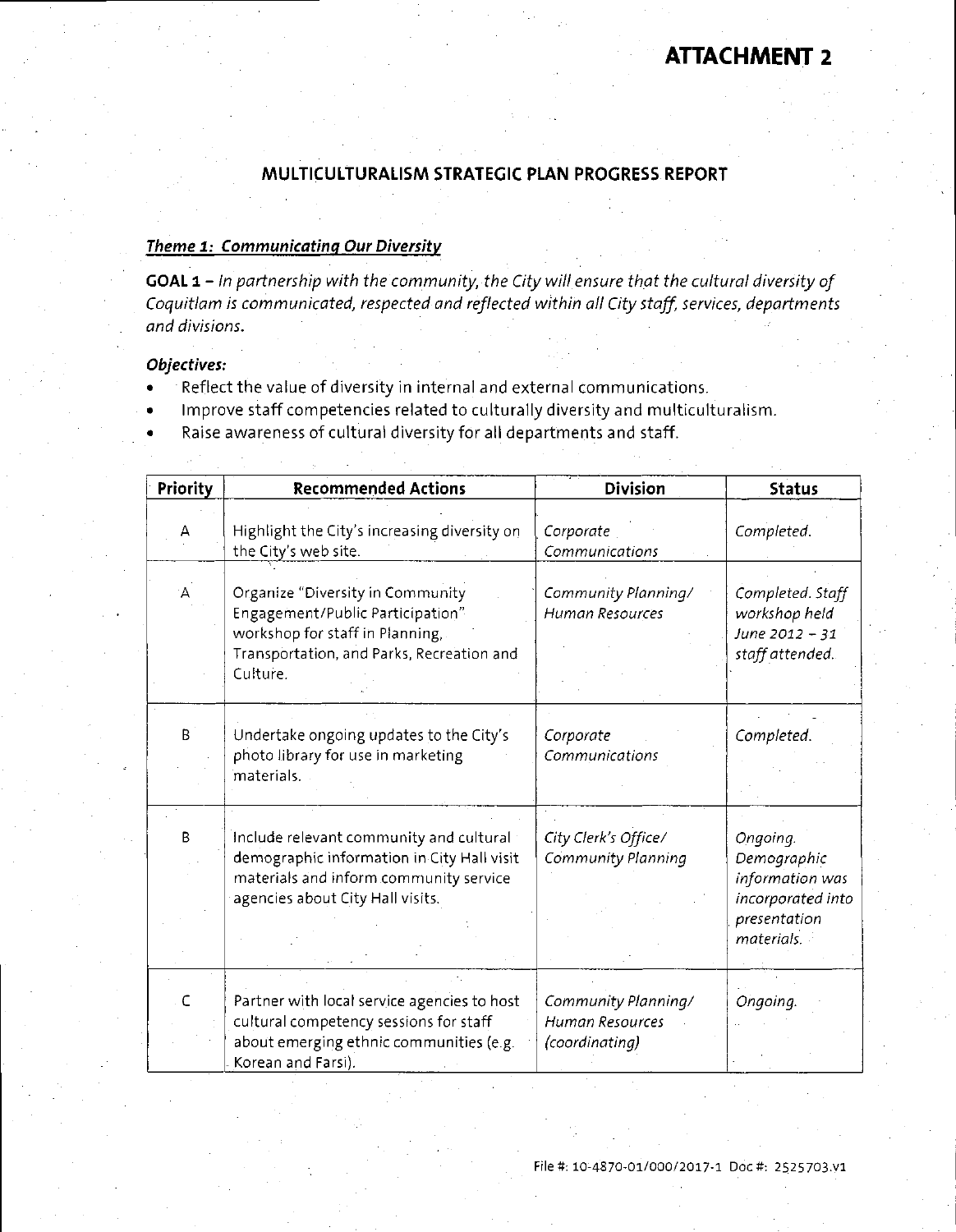# ATTACHMENT 2

## MULTICULTURALISM STRATEGIC PLAN PROGRESS REPORT

### *Theme 1: Communicating Our Diversity*

**GOAL 1 –** *In partnership with the community, the City will ensure that the cultural diversity of Coquitlam is communicated, respected and reflected within all City staff, services, departments and divisions.*

***Objectives:***

- Reflect the value of diversity in internal and external communications.
- Improve staff competencies related to culturally diversity and multiculturalism.
- Raise awareness of cultural diversity for all departments and staff.

| Priority | Recommended Actions | Division | Status |
|---|---|---|---|
| A | Highlight the City's increasing diversity on the City's web site. | *Corporate Communications* | *Completed.* |
| A | Organize "Diversity in Community Engagement/Public Participation" workshop for staff in Planning, Transportation, and Parks, Recreation and Culture. | *Community Planning/ Human Resources* | *Completed. Staff workshop held June 2012 – 31 staff attended.* |
| B | Undertake ongoing updates to the City's photo library for use in marketing materials. | *Corporate Communications* | *Completed.* |
| B | Include relevant community and cultural demographic information in City Hall visit materials and inform community service agencies about City Hall visits. | *City Clerk's Office/ Community Planning* | *Ongoing. Demographic information was incorporated into presentation materials.* |
| C | Partner with local service agencies to host cultural competency sessions for staff about emerging ethnic communities (e.g. Korean and Farsi). | *Community Planning/ Human Resources (coordinating)* | *Ongoing.* |

File #: 10-4870-01/000/2017-1 Doc #: 2525703.v1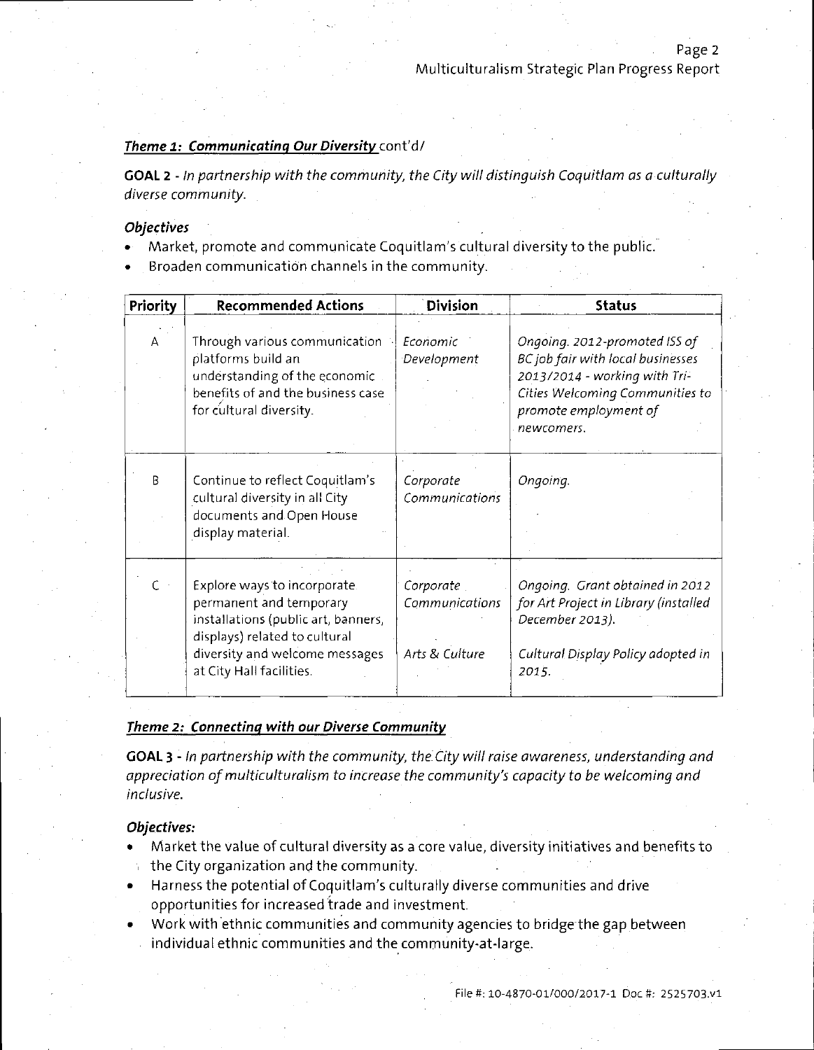***Theme 1: Communicating Our Diversity*** cont'd/

**GOAL 2** - *In partnership with the community, the City will distinguish Coquitlam as a culturally diverse community.*

***Objectives***

- Market, promote and communicate Coquitlam's cultural diversity to the public.
- Broaden communication channels in the community.

| Priority | Recommended Actions | Division | Status |
|---|---|---|---|
| A | Through various communication platforms build an understanding of the economic benefits of and the business case for cultural diversity. | *Economic Development* | *Ongoing. 2012-promoted ISS of BC job fair with local businesses 2013/2014 - working with Tri-Cities Welcoming Communities to promote employment of newcomers.* |
| B | Continue to reflect Coquitlam's cultural diversity in all City documents and Open House display material. | *Corporate Communications* | *Ongoing.* |
| C | Explore ways to incorporate permanent and temporary installations (public art, banners, displays) related to cultural diversity and welcome messages at City Hall facilities. | *Corporate Communications*<br><br>*Arts & Culture* | *Ongoing. Grant obtained in 2012 for Art Project in Library (installed December 2013).*<br><br>*Cultural Display Policy adopted in 2015.* |

***Theme 2: Connecting with our Diverse Community***

**GOAL 3** - *In partnership with the community, the City will raise awareness, understanding and appreciation of multiculturalism to increase the community's capacity to be welcoming and inclusive.*

***Objectives:***

- Market the value of cultural diversity as a core value, diversity initiatives and benefits to the City organization and the community.
- Harness the potential of Coquitlam's culturally diverse communities and drive opportunities for increased trade and investment.
- Work with ethnic communities and community agencies to bridge the gap between individual ethnic communities and the community-at-large.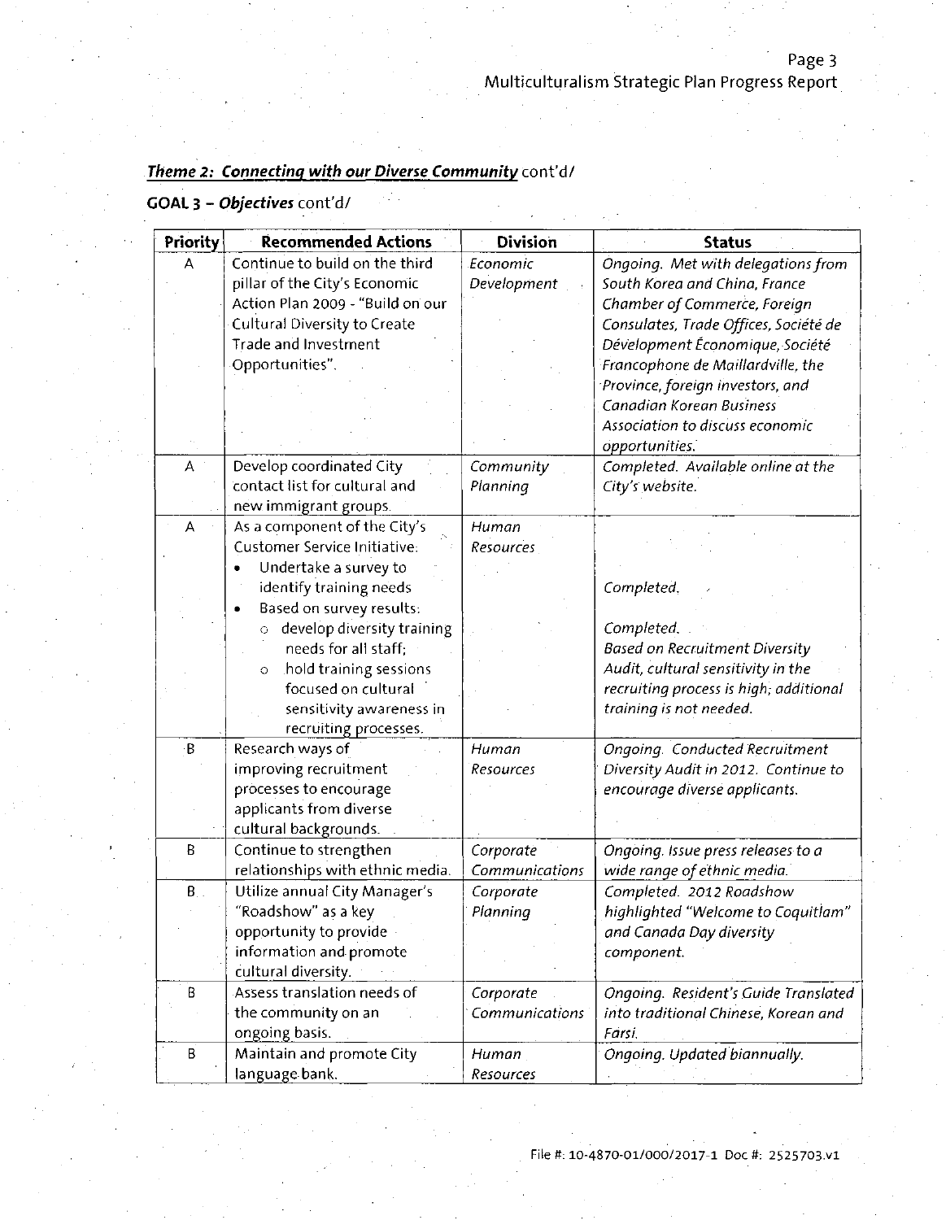***Theme 2: Connecting with our Diverse Community*** cont'd/

**GOAL 3 – *Objectives*** cont'd/

| Priority | Recommended Actions | Division | Status |
|---|---|---|---|
| A | Continue to build on the third pillar of the City's Economic Action Plan 2009 - "Build on our Cultural Diversity to Create Trade and Investment Opportunities". | *Economic Development* | *Ongoing. Met with delegations from South Korea and China, France Chamber of Commerce, Foreign Consulates, Trade Offices, Société de Dévelopment Économique, Société Francophone de Maillardville, the Province, foreign investors, and Canadian Korean Business Association to discuss economic opportunities.* |
| A | Develop coordinated City contact list for cultural and new immigrant groups. | *Community Planning* | *Completed. Available online at the City's website.* |
| A | As a component of the City's Customer Service Initiative:<br>• Undertake a survey to identify training needs<br>• Based on survey results:<br>  ○ develop diversity training needs for all staff;<br>  ○ hold training sessions focused on cultural sensitivity awareness in recruiting processes. | *Human Resources* | *Completed.*<br><br>*Completed.*<br>*Based on Recruitment Diversity Audit, cultural sensitivity in the recruiting process is high; additional training is not needed.* |
| B | Research ways of improving recruitment processes to encourage applicants from diverse cultural backgrounds. | *Human Resources* | *Ongoing. Conducted Recruitment Diversity Audit in 2012. Continue to encourage diverse applicants.* |
| B | Continue to strengthen relationships with ethnic media. | *Corporate Communications* | *Ongoing. Issue press releases to a wide range of ethnic media.* |
| B | Utilize annual City Manager's "Roadshow" as a key opportunity to provide information and promote cultural diversity. | *Corporate Planning* | *Completed. 2012 Roadshow highlighted "Welcome to Coquitlam" and Canada Day diversity component.* |
| B | Assess translation needs of the community on an ongoing basis. | *Corporate Communications* | *Ongoing. Resident's Guide Translated into traditional Chinese, Korean and Farsi.* |
| B | Maintain and promote City language bank. | *Human Resources* | *Ongoing. Updated biannually.* |

File #: 10-4870-01/000/2017-1 Doc #: 2525703.v1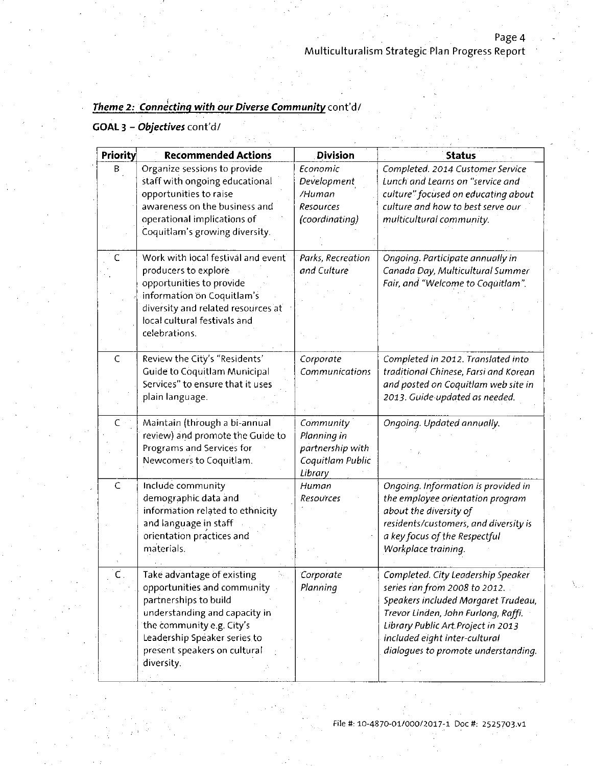***Theme 2: Connecting with our Diverse Community*** cont'd/

**GOAL 3 – *Objectives*** cont'd/

| Priority | Recommended Actions | Division | Status |
|---|---|---|---|
| B | Organize sessions to provide staff with ongoing educational opportunities to raise awareness on the business and operational implications of Coquitlam's growing diversity. | *Economic Development /Human Resources (coordinating)* | *Completed. 2014 Customer Service Lunch and Learns on "service and culture" focused on educating about culture and how to best serve our multicultural community.* |
| C | Work with local festival and event producers to explore opportunities to provide information on Coquitlam's diversity and related resources at local cultural festivals and celebrations. | *Parks, Recreation and Culture* | *Ongoing. Participate annually in Canada Day, Multicultural Summer Fair, and "Welcome to Coquitlam".* |
| C | Review the City's "Residents' Guide to Coquitlam Municipal Services" to ensure that it uses plain language. | *Corporate Communications* | *Completed in 2012. Translated into traditional Chinese, Farsi and Korean and posted on Coquitlam web site in 2013. Guide updated as needed.* |
| C | Maintain (through a bi-annual review) and promote the Guide to Programs and Services for Newcomers to Coquitlam. | *Community Planning in partnership with Coquitlam Public Library* | *Ongoing. Updated annually.* |
| C | Include community demographic data and information related to ethnicity and language in staff orientation practices and materials. | *Human Resources* | *Ongoing. Information is provided in the employee orientation program about the diversity of residents/customers, and diversity is a key focus of the Respectful Workplace training.* |
| C | Take advantage of existing opportunities and community partnerships to build understanding and capacity in the community e.g. City's Leadership Speaker series to present speakers on cultural diversity. | *Corporate Planning* | *Completed. City Leadership Speaker series ran from 2008 to 2012. Speakers included Margaret Trudeau, Trevor Linden, John Furlong, Raffi. Library Public Art Project in 2013 included eight inter-cultural dialogues to promote understanding.* |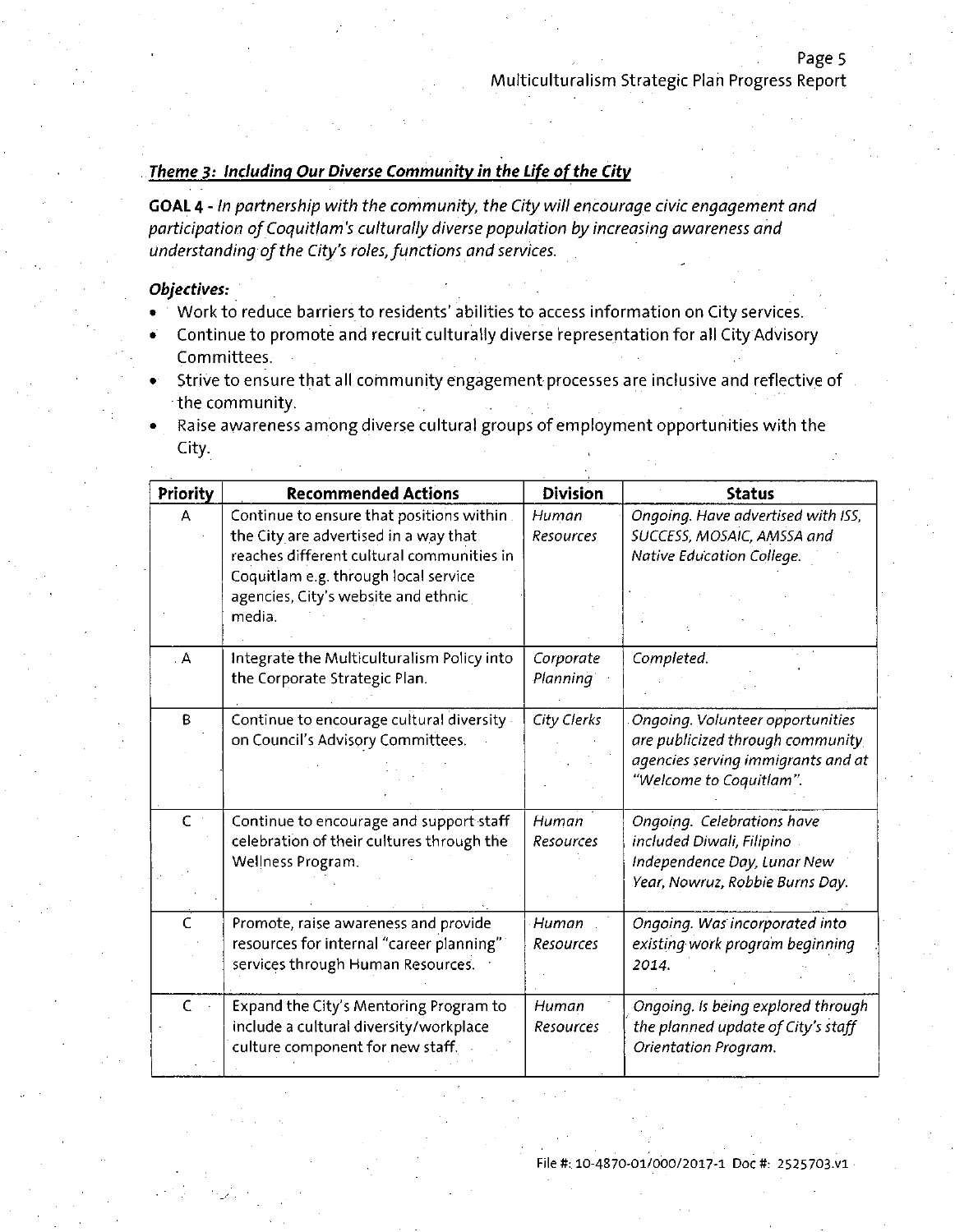### *Theme 3: Including Our Diverse Community in the Life of the City*

**GOAL 4** - *In partnership with the community, the City will encourage civic engagement and participation of Coquitlam's culturally diverse population by increasing awareness and understanding of the City's roles, functions and services.*

***Objectives:***

- Work to reduce barriers to residents' abilities to access information on City services.
- Continue to promote and recruit culturally diverse representation for all City Advisory Committees.
- Strive to ensure that all community engagement processes are inclusive and reflective of the community.
- Raise awareness among diverse cultural groups of employment opportunities with the City.

| Priority | Recommended Actions | Division | Status |
|---|---|---|---|
| A | Continue to ensure that positions within the City are advertised in a way that reaches different cultural communities in Coquitlam e.g. through local service agencies, City's website and ethnic media. | *Human Resources* | *Ongoing. Have advertised with ISS, SUCCESS, MOSAIC, AMSSA and Native Education College.* |
| A | Integrate the Multiculturalism Policy into the Corporate Strategic Plan. | *Corporate Planning* | *Completed.* |
| B | Continue to encourage cultural diversity on Council's Advisory Committees. | *City Clerks* | *Ongoing. Volunteer opportunities are publicized through community agencies serving immigrants and at "Welcome to Coquitlam".* |
| C | Continue to encourage and support staff celebration of their cultures through the Wellness Program. | *Human Resources* | *Ongoing. Celebrations have included Diwali, Filipino Independence Day, Lunar New Year, Nowruz, Robbie Burns Day.* |
| C | Promote, raise awareness and provide resources for internal "career planning" services through Human Resources. | *Human Resources* | *Ongoing. Was incorporated into existing work program beginning 2014.* |
| C | Expand the City's Mentoring Program to include a cultural diversity/workplace culture component for new staff. | *Human Resources* | *Ongoing. Is being explored through the planned update of City's staff Orientation Program.* |

File #: 10-4870-01/000/2017-1 Doc #: 2525703.v1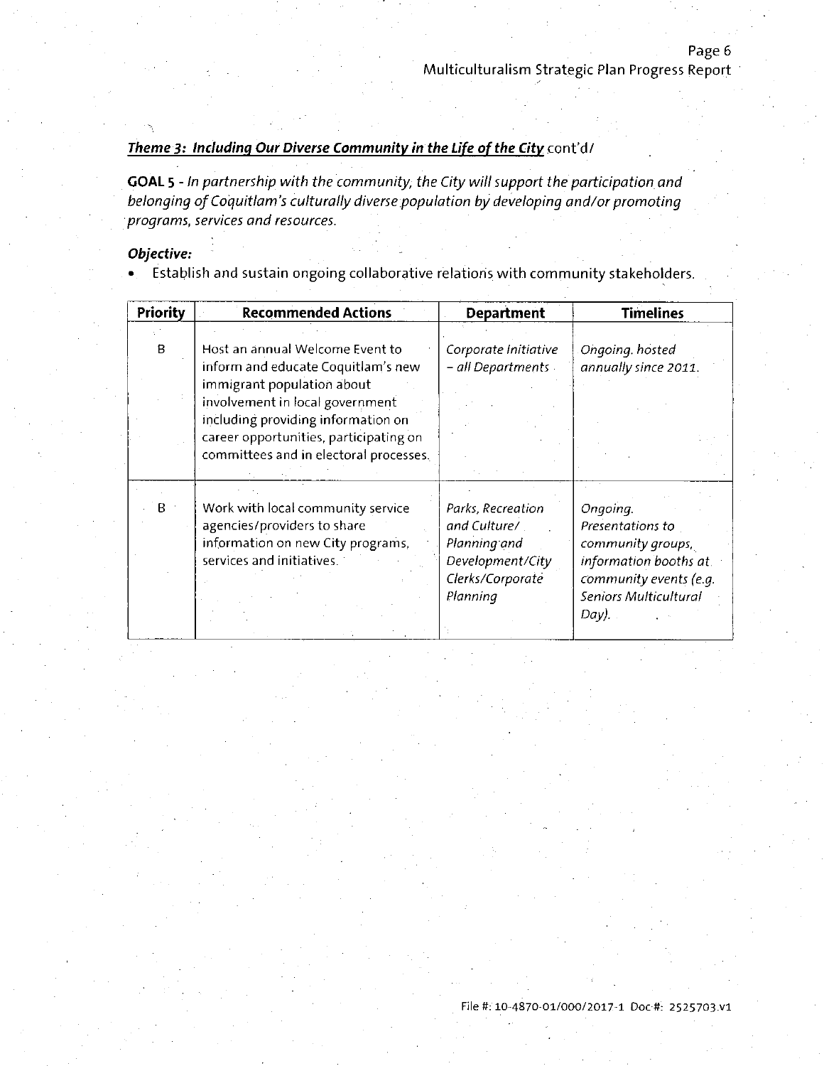***Theme 3: Including Our Diverse Community in the Life of the City*** cont'd/

**GOAL 5** - *In partnership with the community, the City will support the participation and belonging of Coquitlam's culturally diverse population by developing and/or promoting programs, services and resources.*

***Objective:***

- Establish and sustain ongoing collaborative relations with community stakeholders.

| Priority | Recommended Actions | Department | Timelines |
|---|---|---|---|
| B | Host an annual Welcome Event to inform and educate Coquitlam's new immigrant population about involvement in local government including providing information on career opportunities, participating on committees and in electoral processes. | *Corporate Initiative – all Departments* | *Ongoing. hosted annually since 2011.* |
| B | Work with local community service agencies/providers to share information on new City programs, services and initiatives. | *Parks, Recreation and Culture/ Planning and Development/City Clerks/Corporate Planning* | *Ongoing. Presentations to community groups, information booths at community events (e.g. Seniors Multicultural Day).* |

File #: 10-4870-01/000/2017-1 Doc #: 2525703.v1